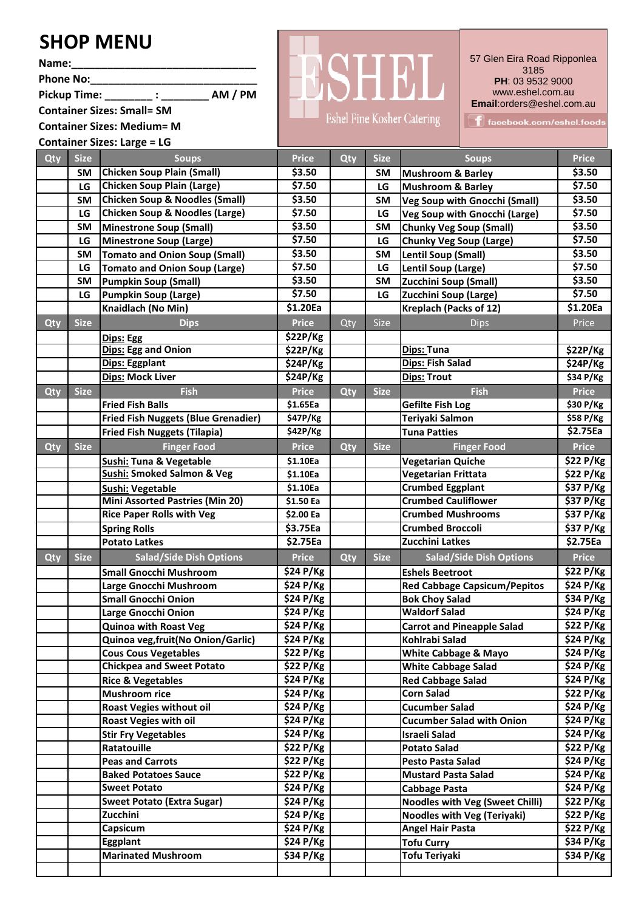# SHOP MENU

**Name:**______________________________

**Phone No:**___________________________

**Pickup Time:** ________ : ________ **AM / PM**

**Container Sizes: Small= SM**

**Container Sizes: Medium= M**

**Container Sizes: Large = LG**

ESHEL

Eshel Fine Kosher Catering

57 Glen Eira Road Ripponlea 3185

**PH**: 03 9532 9000

www.eshel.com.au

**Email**:orders@eshel.com.au

facebook.com/eshel.foods

| Qty | Size | Soups | Price | Qty | Size | Soups | Price |
|---|---|---|---|---|---|---|---|
| | SM | Chicken Soup Plain (Small) | $3.50 | | SM | Mushroom & Barley | $3.50 |
| | LG | Chicken Soup Plain (Large) | $7.50 | | LG | Mushroom & Barley | $7.50 |
| | SM | Chicken Soup & Noodles (Small) | $3.50 | | SM | Veg Soup with Gnocchi (Small) | $3.50 |
| | LG | Chicken Soup & Noodles (Large) | $7.50 | | LG | Veg Soup with Gnocchi (Large) | $7.50 |
| | SM | Minestrone Soup (Small) | $3.50 | | SM | Chunky Veg Soup (Small) | $3.50 |
| | LG | Minestrone Soup (Large) | $7.50 | | LG | Chunky Veg Soup (Large) | $7.50 |
| | SM | Tomato and Onion Soup (Small) | $3.50 | | SM | Lentil Soup (Small) | $3.50 |
| | LG | Tomato and Onion Soup (Large) | $7.50 | | LG | Lentil Soup (Large) | $7.50 |
| | SM | Pumpkin Soup (Small) | $3.50 | | SM | Zucchini Soup (Small) | $3.50 |
| | LG | Pumpkin Soup (Large) | $7.50 | | LG | Zucchini Soup (Large) | $7.50 |
| | | Knaidlach (No Min) | $1.20Ea | | | Kreplach (Packs of 12) | $1.20Ea |
| **Qty** | **Size** | **Dips** | **Price** | **Qty** | **Size** | **Dips** | **Price** |
| | | Dips: Egg | $22P/Kg | | | | |
| | | Dips: Egg and Onion | $22P/Kg | | | Dips: Tuna | $22P/Kg |
| | | Dips: Eggplant | $24P/Kg | | | Dips: Fish Salad | $24P/Kg |
| | | Dips: Mock Liver | $24P/Kg | | | Dips: Trout | $34 P/Kg |
| **Qty** | **Size** | **Fish** | **Price** | **Qty** | **Size** | **Fish** | **Price** |
| | | Fried Fish Balls | $1.65Ea | | | Gefilte Fish Log | $30 P/Kg |
| | | Fried Fish Nuggets (Blue Grenadier) | $47P/Kg | | | Teriyaki Salmon | $58 P/Kg |
| | | Fried Fish Nuggets (Tilapia) | $42P/Kg | | | Tuna Patties | $2.75Ea |
| **Qty** | **Size** | **Finger Food** | **Price** | **Qty** | **Size** | **Finger Food** | **Price** |
| | | Sushi: Tuna & Vegetable | $1.10Ea | | | Vegetarian Quiche | $22 P/Kg |
| | | Sushi: Smoked Salmon & Veg | $1.10Ea | | | Vegetarian Frittata | $22 P/Kg |
| | | Sushi: Vegetable | $1.10Ea | | | Crumbed Eggplant | $37 P/Kg |
| | | Mini Assorted Pastries (Min 20) | $1.50 Ea | | | Crumbed Cauliflower | $37 P/Kg |
| | | Rice Paper Rolls with Veg | $2.00 Ea | | | Crumbed Mushrooms | $37 P/Kg |
| | | Spring Rolls | $3.75Ea | | | Crumbed Broccoli | $37 P/Kg |
| | | Potato Latkes | $2.75Ea | | | Zucchini Latkes | $2.75Ea |
| **Qty** | **Size** | **Salad/Side Dish Options** | **Price** | **Qty** | **Size** | **Salad/Side Dish Options** | **Price** |
| | | Small Gnocchi Mushroom | $24 P/Kg | | | Eshels Beetroot | $22 P/Kg |
| | | Large Gnocchi Mushroom | $24 P/Kg | | | Red Cabbage Capsicum/Pepitos | $24 P/Kg |
| | | Small Gnocchi Onion | $24 P/Kg | | | Bok Choy Salad | $34 P/Kg |
| | | Large Gnocchi Onion | $24 P/Kg | | | Waldorf Salad | $24 P/Kg |
| | | Quinoa with Roast Veg | $24 P/Kg | | | Carrot and Pineapple Salad | $22 P/Kg |
| | | Quinoa veg,fruit(No Onion/Garlic) | $24 P/Kg | | | Kohlrabi Salad | $24 P/Kg |
| | | Cous Cous Vegetables | $22 P/Kg | | | White Cabbage & Mayo | $24 P/Kg |
| | | Chickpea and Sweet Potato | $22 P/Kg | | | White Cabbage Salad | $24 P/Kg |
| | | Rice & Vegetables | $24 P/Kg | | | Red Cabbage Salad | $24 P/Kg |
| | | Mushroom rice | $24 P/Kg | | | Corn Salad | $22 P/Kg |
| | | Roast Vegies without oil | $24 P/Kg | | | Cucumber Salad | $24 P/Kg |
| | | Roast Vegies with oil | $24 P/Kg | | | Cucumber Salad with Onion | $24 P/Kg |
| | | Stir Fry Vegetables | $24 P/Kg | | | Israeli Salad | $24 P/Kg |
| | | Ratatouille | $22 P/Kg | | | Potato Salad | $22 P/Kg |
| | | Peas and Carrots | $22 P/Kg | | | Pesto Pasta Salad | $24 P/Kg |
| | | Baked Potatoes Sauce | $22 P/Kg | | | Mustard Pasta Salad | $24 P/Kg |
| | | Sweet Potato | $24 P/Kg | | | Cabbage Pasta | $24 P/Kg |
| | | Sweet Potato (Extra Sugar) | $24 P/Kg | | | Noodles with Veg (Sweet Chilli) | $22 P/Kg |
| | | Zucchini | $24 P/Kg | | | Noodles with Veg (Teriyaki) | $22 P/Kg |
| | | Capsicum | $24 P/Kg | | | Angel Hair Pasta | $22 P/Kg |
| | | Eggplant | $24 P/Kg | | | Tofu Curry | $34 P/Kg |
| | | Marinated Mushroom | $34 P/Kg | | | Tofu Teriyaki | $34 P/Kg |
| | | | | | | | |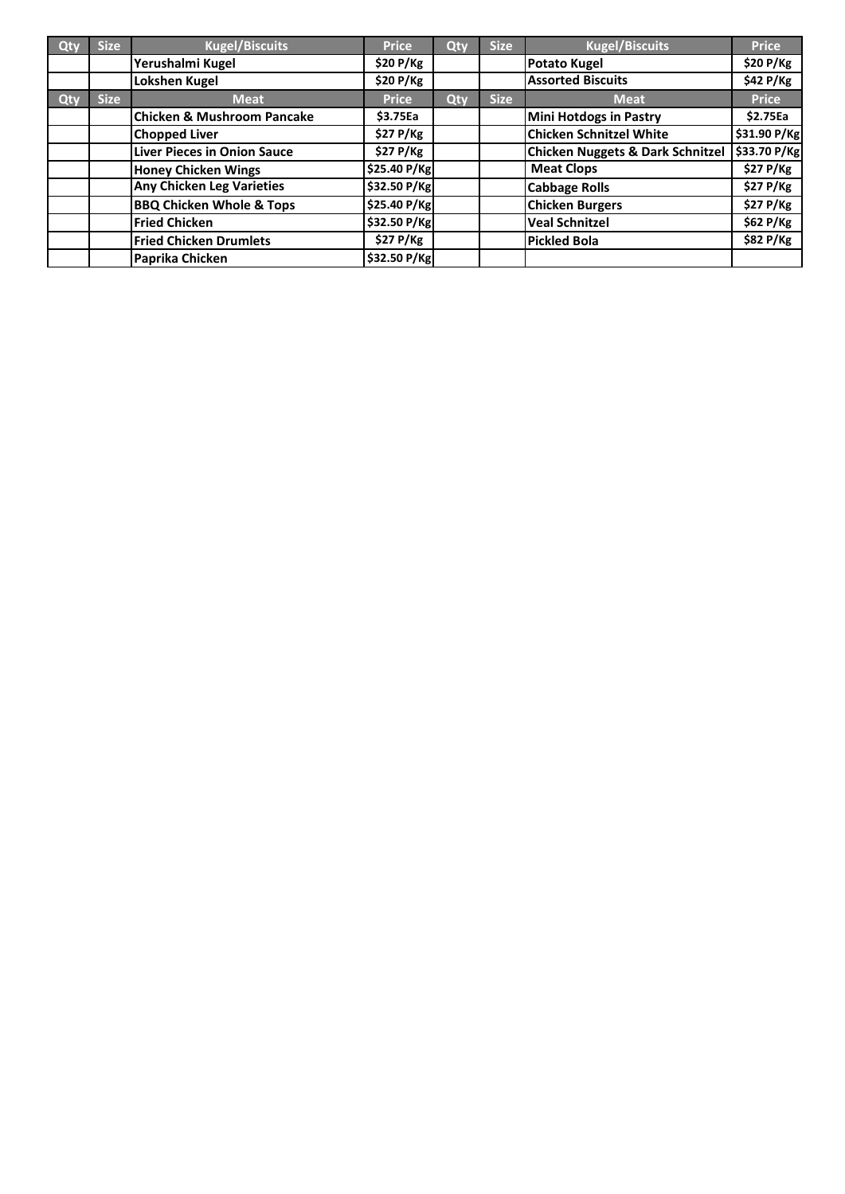| Qty | Size | Kugel/Biscuits | Price | Qty | Size | Kugel/Biscuits | Price |
|---|---|---|---|---|---|---|---|
| | | **Yerushalmi Kugel** | **$20 P/Kg** | | | **Potato Kugel** | **$20 P/Kg** |
| | | **Lokshen Kugel** | **$20 P/Kg** | | | **Assorted Biscuits** | **$42 P/Kg** |
| **Qty** | **Size** | **Meat** | **Price** | **Qty** | **Size** | **Meat** | **Price** |
| | | **Chicken & Mushroom Pancake** | **$3.75Ea** | | | **Mini Hotdogs in Pastry** | **$2.75Ea** |
| | | **Chopped Liver** | **$27 P/Kg** | | | **Chicken Schnitzel White** | **$31.90 P/Kg** |
| | | **Liver Pieces in Onion Sauce** | **$27 P/Kg** | | | **Chicken Nuggets & Dark Schnitzel** | **$33.70 P/Kg** |
| | | **Honey Chicken Wings** | **$25.40 P/Kg** | | | **Meat Clops** | **$27 P/Kg** |
| | | **Any Chicken Leg Varieties** | **$32.50 P/Kg** | | | **Cabbage Rolls** | **$27 P/Kg** |
| | | **BBQ Chicken Whole & Tops** | **$25.40 P/Kg** | | | **Chicken Burgers** | **$27 P/Kg** |
| | | **Fried Chicken** | **$32.50 P/Kg** | | | **Veal Schnitzel** | **$62 P/Kg** |
| | | **Fried Chicken Drumlets** | **$27 P/Kg** | | | **Pickled Bola** | **$82 P/Kg** |
| | | **Paprika Chicken** | **$32.50 P/Kg** | | | | |